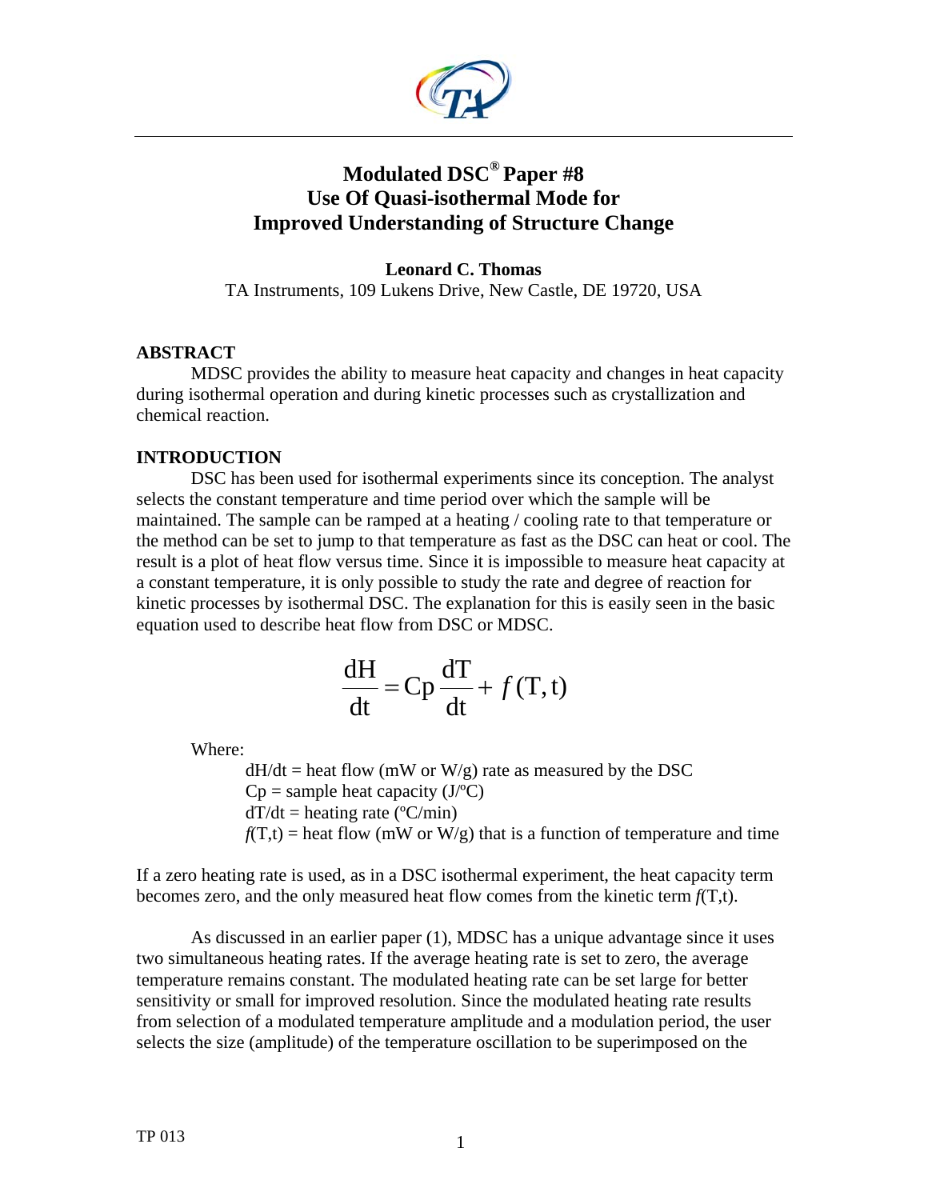# Modulated DSC® Paper #8 Use Of Quasi-isothermal Mode for Improved Understanding of Structure Change

**Leonard C. Thomas**

TA Instruments, 109 Lukens Drive, New Castle, DE 19720, USA

## ABSTRACT

MDSC provides the ability to measure heat capacity and changes in heat capacity during isothermal operation and during kinetic processes such as crystallization and chemical reaction.

## INTRODUCTION

DSC has been used for isothermal experiments since its conception. The analyst selects the constant temperature and time period over which the sample will be maintained. The sample can be ramped at a heating / cooling rate to that temperature or the method can be set to jump to that temperature as fast as the DSC can heat or cool. The result is a plot of heat flow versus time. Since it is impossible to measure heat capacity at a constant temperature, it is only possible to study the rate and degree of reaction for kinetic processes by isothermal DSC. The explanation for this is easily seen in the basic equation used to describe heat flow from DSC or MDSC.

$$\frac{dH}{dt} = Cp\,\frac{dT}{dt} + f(T,t)$$

Where:

- $dH/dt$ = heat flow (mW or W/g) rate as measured by the DSC
- $Cp$ = sample heat capacity (J/ºC)
- $dT/dt$ = heating rate (ºC/min)
- $f(T,t)$ = heat flow (mW or W/g) that is a function of temperature and time

If a zero heating rate is used, as in a DSC isothermal experiment, the heat capacity term becomes zero, and the only measured heat flow comes from the kinetic term $f(T,t)$.

As discussed in an earlier paper (1), MDSC has a unique advantage since it uses two simultaneous heating rates. If the average heating rate is set to zero, the average temperature remains constant. The modulated heating rate can be set large for better sensitivity or small for improved resolution. Since the modulated heating rate results from selection of a modulated temperature amplitude and a modulation period, the user selects the size (amplitude) of the temperature oscillation to be superimposed on the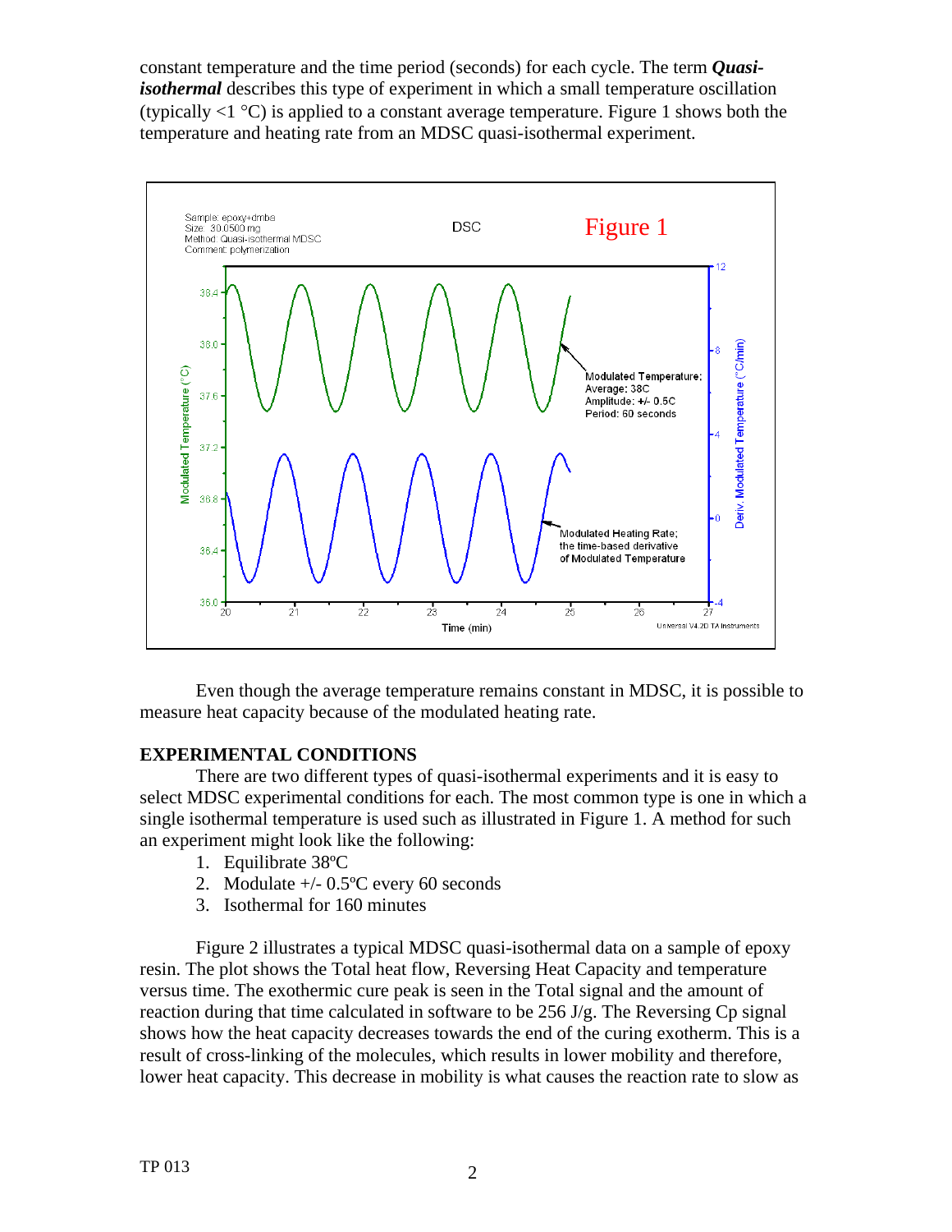constant temperature and the time period (seconds) for each cycle. The term ***Quasi-isothermal*** describes this type of experiment in which a small temperature oscillation (typically <1 °C) is applied to a constant average temperature. Figure 1 shows both the temperature and heating rate from an MDSC quasi-isothermal experiment.

Even though the average temperature remains constant in MDSC, it is possible to measure heat capacity because of the modulated heating rate.

## EXPERIMENTAL CONDITIONS

There are two different types of quasi-isothermal experiments and it is easy to select MDSC experimental conditions for each. The most common type is one in which a single isothermal temperature is used such as illustrated in Figure 1. A method for such an experiment might look like the following:

1. Equilibrate 38ºC
2. Modulate +/- 0.5ºC every 60 seconds
3. Isothermal for 160 minutes

Figure 2 illustrates a typical MDSC quasi-isothermal data on a sample of epoxy resin. The plot shows the Total heat flow, Reversing Heat Capacity and temperature versus time. The exothermic cure peak is seen in the Total signal and the amount of reaction during that time calculated in software to be 256 J/g. The Reversing Cp signal shows how the heat capacity decreases towards the end of the curing exotherm. This is a result of cross-linking of the molecules, which results in lower mobility and therefore, lower heat capacity. This decrease in mobility is what causes the reaction rate to slow as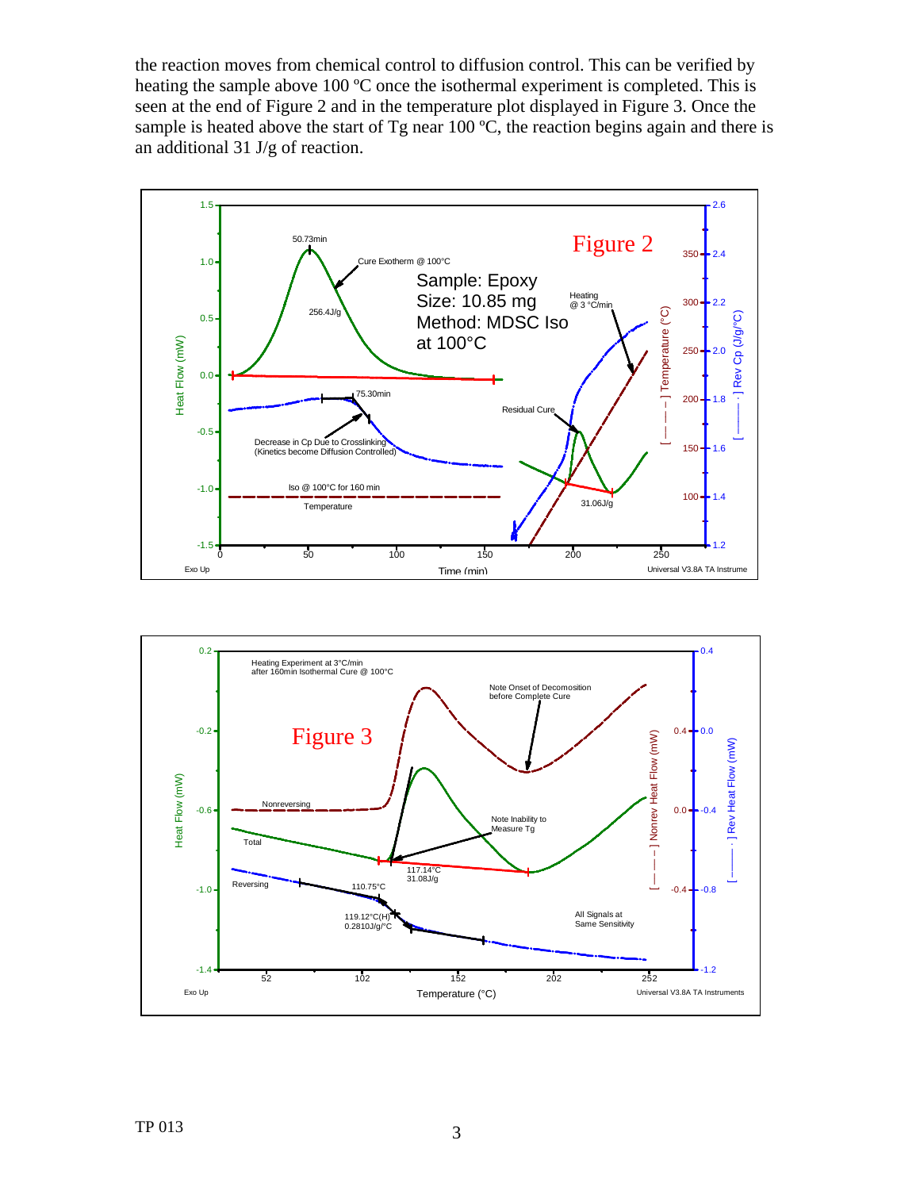the reaction moves from chemical control to diffusion control. This can be verified by heating the sample above 100 ºC once the isothermal experiment is completed. This is seen at the end of Figure 2 and in the temperature plot displayed in Figure 3. Once the sample is heated above the start of Tg near 100 ºC, the reaction begins again and there is an additional 31 J/g of reaction.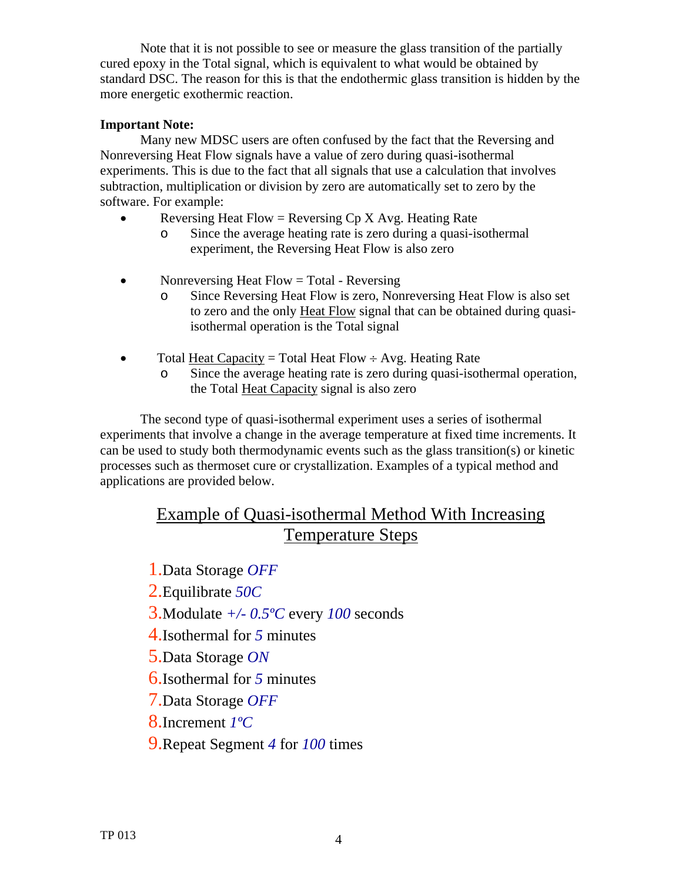Note that it is not possible to see or measure the glass transition of the partially cured epoxy in the Total signal, which is equivalent to what would be obtained by standard DSC. The reason for this is that the endothermic glass transition is hidden by the more energetic exothermic reaction.

**Important Note:**

Many new MDSC users are often confused by the fact that the Reversing and Nonreversing Heat Flow signals have a value of zero during quasi-isothermal experiments. This is due to the fact that all signals that use a calculation that involves subtraction, multiplication or division by zero are automatically set to zero by the software. For example:

- Reversing Heat Flow = Reversing Cp X Avg. Heating Rate
  - Since the average heating rate is zero during a quasi-isothermal experiment, the Reversing Heat Flow is also zero

- Nonreversing Heat Flow = Total - Reversing
  - Since Reversing Heat Flow is zero, Nonreversing Heat Flow is also set to zero and the only Heat Flow signal that can be obtained during quasi-isothermal operation is the Total signal

- Total Heat Capacity = Total Heat Flow ÷ Avg. Heating Rate
  - Since the average heating rate is zero during quasi-isothermal operation, the Total Heat Capacity signal is also zero

The second type of quasi-isothermal experiment uses a series of isothermal experiments that involve a change in the average temperature at fixed time increments. It can be used to study both thermodynamic events such as the glass transition(s) or kinetic processes such as thermoset cure or crystallization. Examples of a typical method and applications are provided below.

## Example of Quasi-isothermal Method With Increasing Temperature Steps

1. Data Storage *OFF*
2. Equilibrate *50C*
3. Modulate *+/- 0.5ºC* every *100* seconds
4. Isothermal for *5* minutes
5. Data Storage *ON*
6. Isothermal for *5* minutes
7. Data Storage *OFF*
8. Increment *1ºC*
9. Repeat Segment *4* for *100* times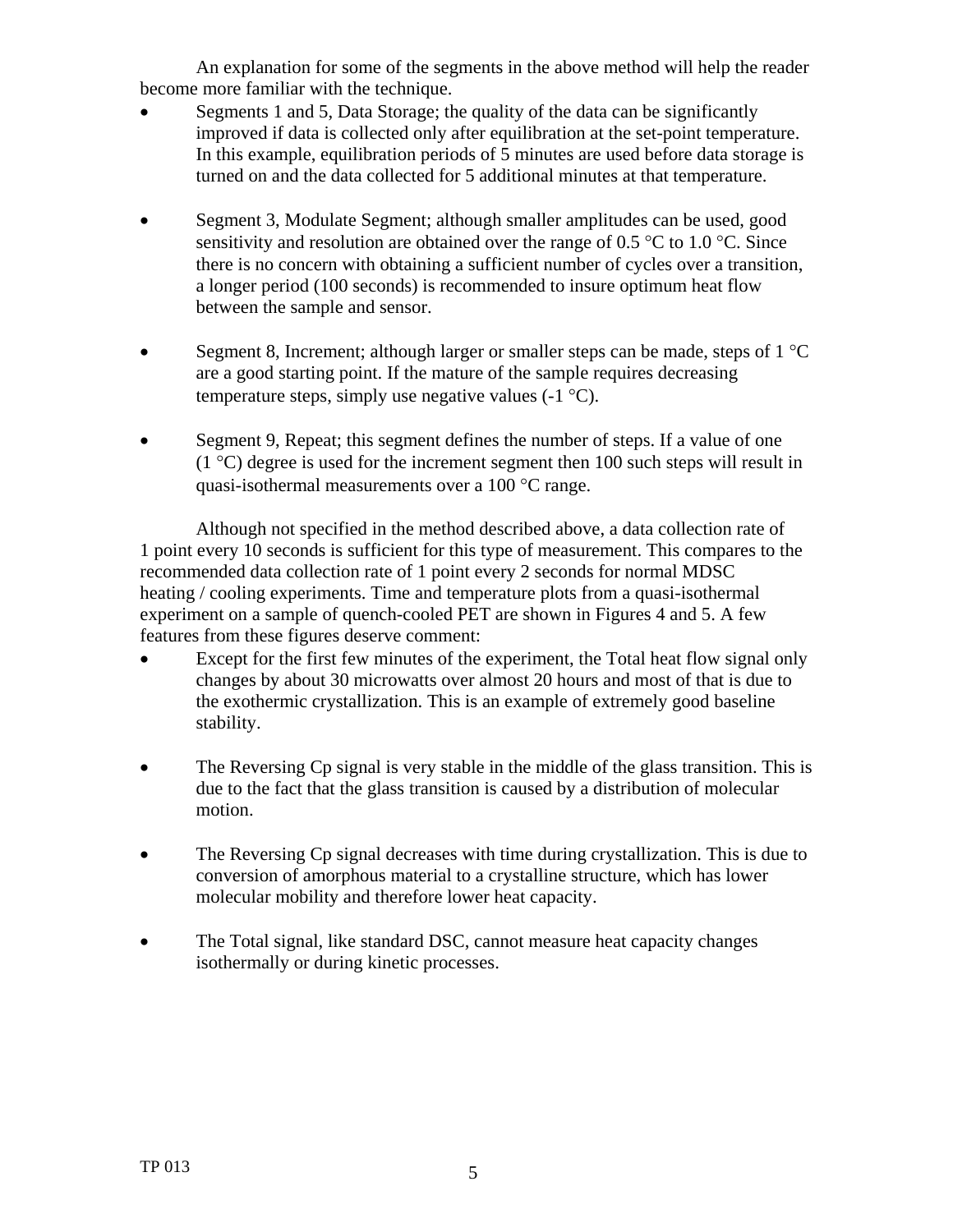An explanation for some of the segments in the above method will help the reader become more familiar with the technique.

- Segments 1 and 5, Data Storage; the quality of the data can be significantly improved if data is collected only after equilibration at the set-point temperature. In this example, equilibration periods of 5 minutes are used before data storage is turned on and the data collected for 5 additional minutes at that temperature.

- Segment 3, Modulate Segment; although smaller amplitudes can be used, good sensitivity and resolution are obtained over the range of 0.5 °C to 1.0 °C. Since there is no concern with obtaining a sufficient number of cycles over a transition, a longer period (100 seconds) is recommended to insure optimum heat flow between the sample and sensor.

- Segment 8, Increment; although larger or smaller steps can be made, steps of 1 °C are a good starting point. If the mature of the sample requires decreasing temperature steps, simply use negative values (-1 °C).

- Segment 9, Repeat; this segment defines the number of steps. If a value of one (1 °C) degree is used for the increment segment then 100 such steps will result in quasi-isothermal measurements over a 100 °C range.

Although not specified in the method described above, a data collection rate of 1 point every 10 seconds is sufficient for this type of measurement. This compares to the recommended data collection rate of 1 point every 2 seconds for normal MDSC heating / cooling experiments. Time and temperature plots from a quasi-isothermal experiment on a sample of quench-cooled PET are shown in Figures 4 and 5. A few features from these figures deserve comment:

- Except for the first few minutes of the experiment, the Total heat flow signal only changes by about 30 microwatts over almost 20 hours and most of that is due to the exothermic crystallization. This is an example of extremely good baseline stability.

- The Reversing Cp signal is very stable in the middle of the glass transition. This is due to the fact that the glass transition is caused by a distribution of molecular motion.

- The Reversing Cp signal decreases with time during crystallization. This is due to conversion of amorphous material to a crystalline structure, which has lower molecular mobility and therefore lower heat capacity.

- The Total signal, like standard DSC, cannot measure heat capacity changes isothermally or during kinetic processes.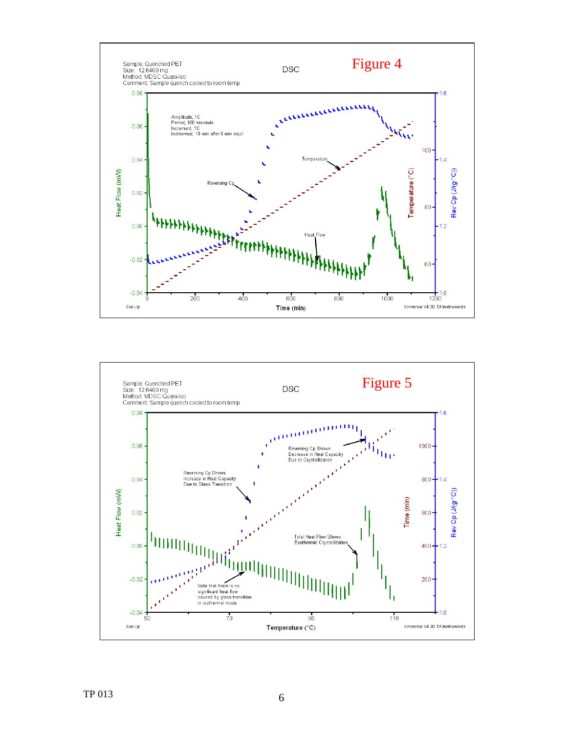**Figure 4**

DSC

Sample: Quenched PET
Size: 12.6400 mg
Method: MDSC Quasi-Iso
Comment: Sample quench cooled to room temp

Amplitude; 1C
Period; 100 seconds
Increment; 1C
Isothermal; 10 min after 5 min equil

Reversing Cp

Temperature

Heat Flow

Heat Flow (mW)

Temperature (°C)

Rev Cp (J/(g·°C))

Time (min)

Exo Up

Universal V4.2D TA Instruments

**Figure 5**

DSC

Sample: Quenched PET
Size: 12.6400 mg
Method: MDSC Quasi-Iso
Comment: Sample quench cooled to room temp

Reversing Cp Shows Increase in Heat Capacity Due to Glass Transition

Reversing Cp Shows Decrease in Heat Capacity Due to Crystallization

Total Heat Flow Shows Exothermic Crystallization

Note that there is no significant heat flow caused by glass transition in isothermal mode

Heat Flow (mW)

Time (min)

Rev Cp (J/(g·°C))

Temperature (°C)

Exo Up

Universal V4.2D TA Instruments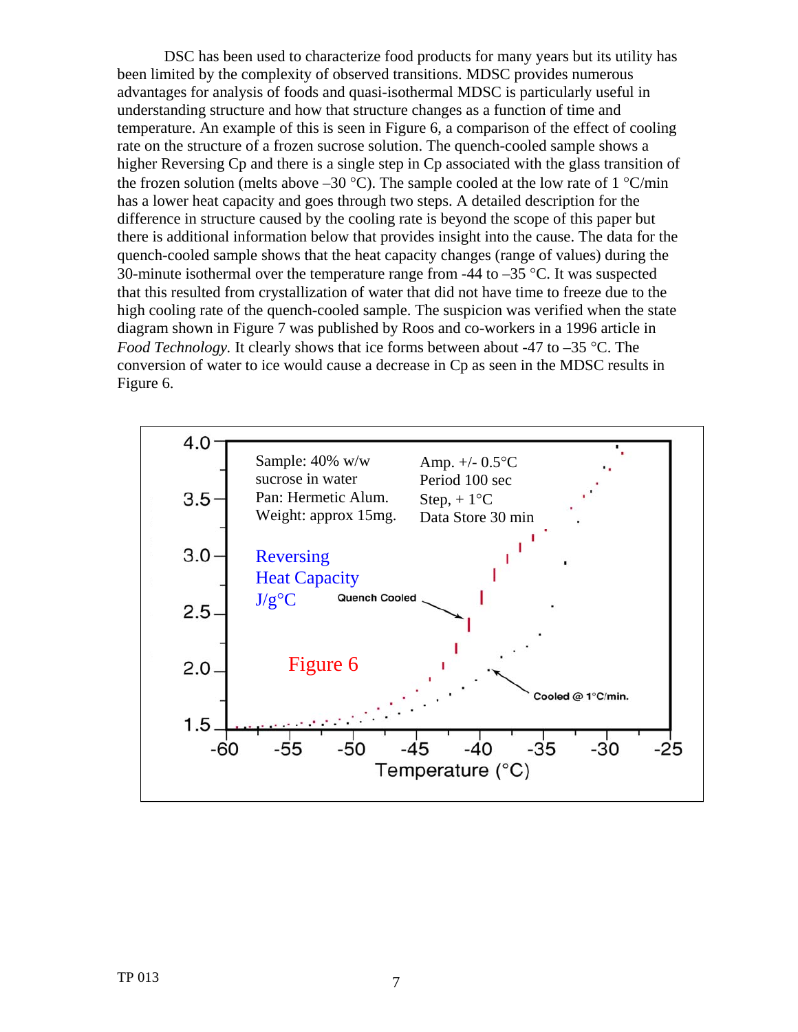DSC has been used to characterize food products for many years but its utility has been limited by the complexity of observed transitions. MDSC provides numerous advantages for analysis of foods and quasi-isothermal MDSC is particularly useful in understanding structure and how that structure changes as a function of time and temperature. An example of this is seen in Figure 6, a comparison of the effect of cooling rate on the structure of a frozen sucrose solution. The quench-cooled sample shows a higher Reversing Cp and there is a single step in Cp associated with the glass transition of the frozen solution (melts above –30 °C). The sample cooled at the low rate of 1 °C/min has a lower heat capacity and goes through two steps. A detailed description for the difference in structure caused by the cooling rate is beyond the scope of this paper but there is additional information below that provides insight into the cause. The data for the quench-cooled sample shows that the heat capacity changes (range of values) during the 30-minute isothermal over the temperature range from -44 to –35 °C. It was suspected that this resulted from crystallization of water that did not have time to freeze due to the high cooling rate of the quench-cooled sample. The suspicion was verified when the state diagram shown in Figure 7 was published by Roos and co-workers in a 1996 article in *Food Technology.* It clearly shows that ice forms between about -47 to –35 °C. The conversion of water to ice would cause a decrease in Cp as seen in the MDSC results in Figure 6.

Figure 6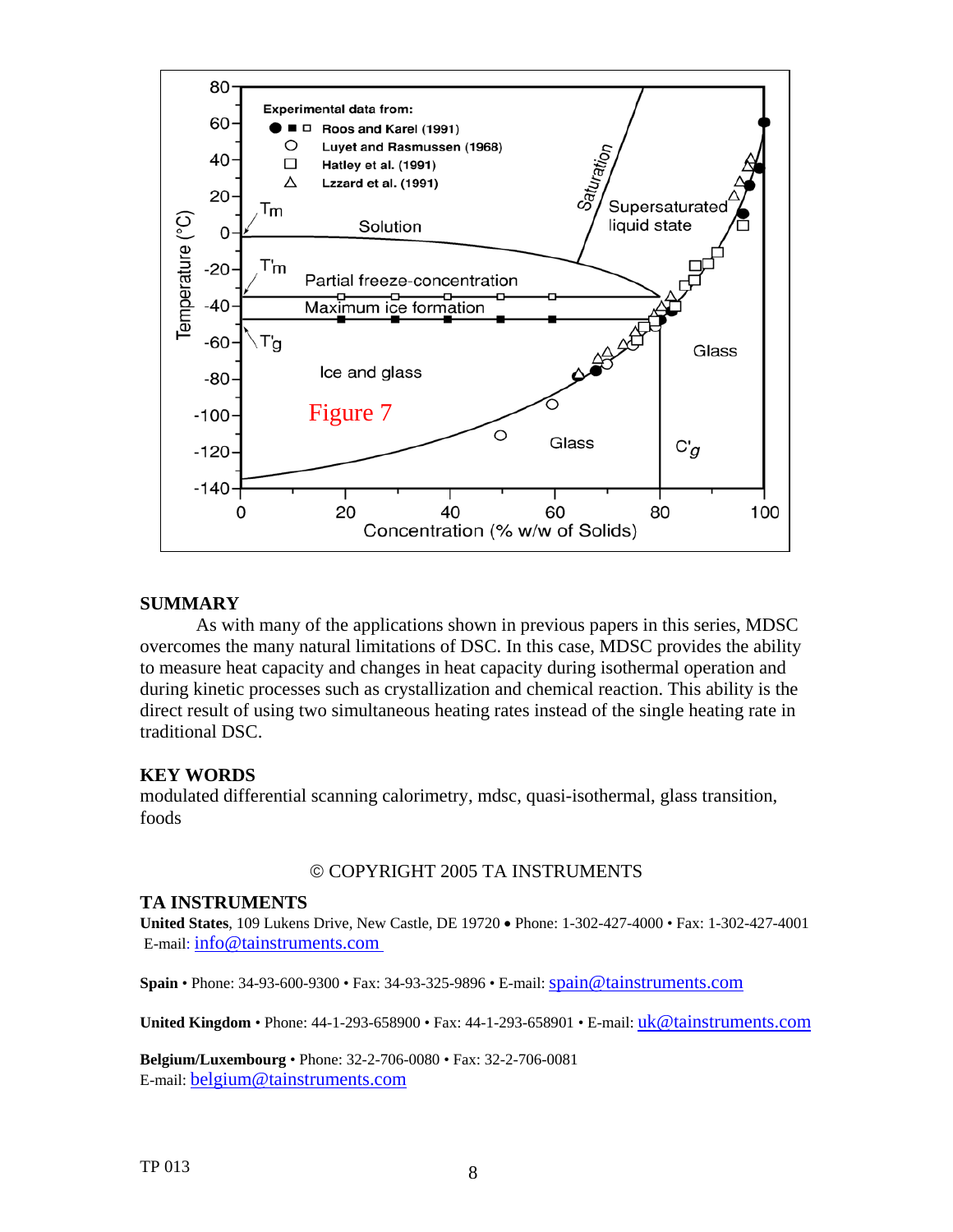Figure 7

## SUMMARY

As with many of the applications shown in previous papers in this series, MDSC overcomes the many natural limitations of DSC. In this case, MDSC provides the ability to measure heat capacity and changes in heat capacity during isothermal operation and during kinetic processes such as crystallization and chemical reaction. This ability is the direct result of using two simultaneous heating rates instead of the single heating rate in traditional DSC.

## KEY WORDS

modulated differential scanning calorimetry, mdsc, quasi-isothermal, glass transition, foods

© COPYRIGHT 2005 TA INSTRUMENTS

## TA INSTRUMENTS

**United States**, 109 Lukens Drive, New Castle, DE 19720 • Phone: 1-302-427-4000 • Fax: 1-302-427-4001
E-mail: info@tainstruments.com

**Spain** • Phone: 34-93-600-9300 • Fax: 34-93-325-9896 • E-mail: spain@tainstruments.com

**United Kingdom** • Phone: 44-1-293-658900 • Fax: 44-1-293-658901 • E-mail: uk@tainstruments.com

**Belgium/Luxembourg** • Phone: 32-2-706-0080 • Fax: 32-2-706-0081
E-mail: belgium@tainstruments.com

TP 013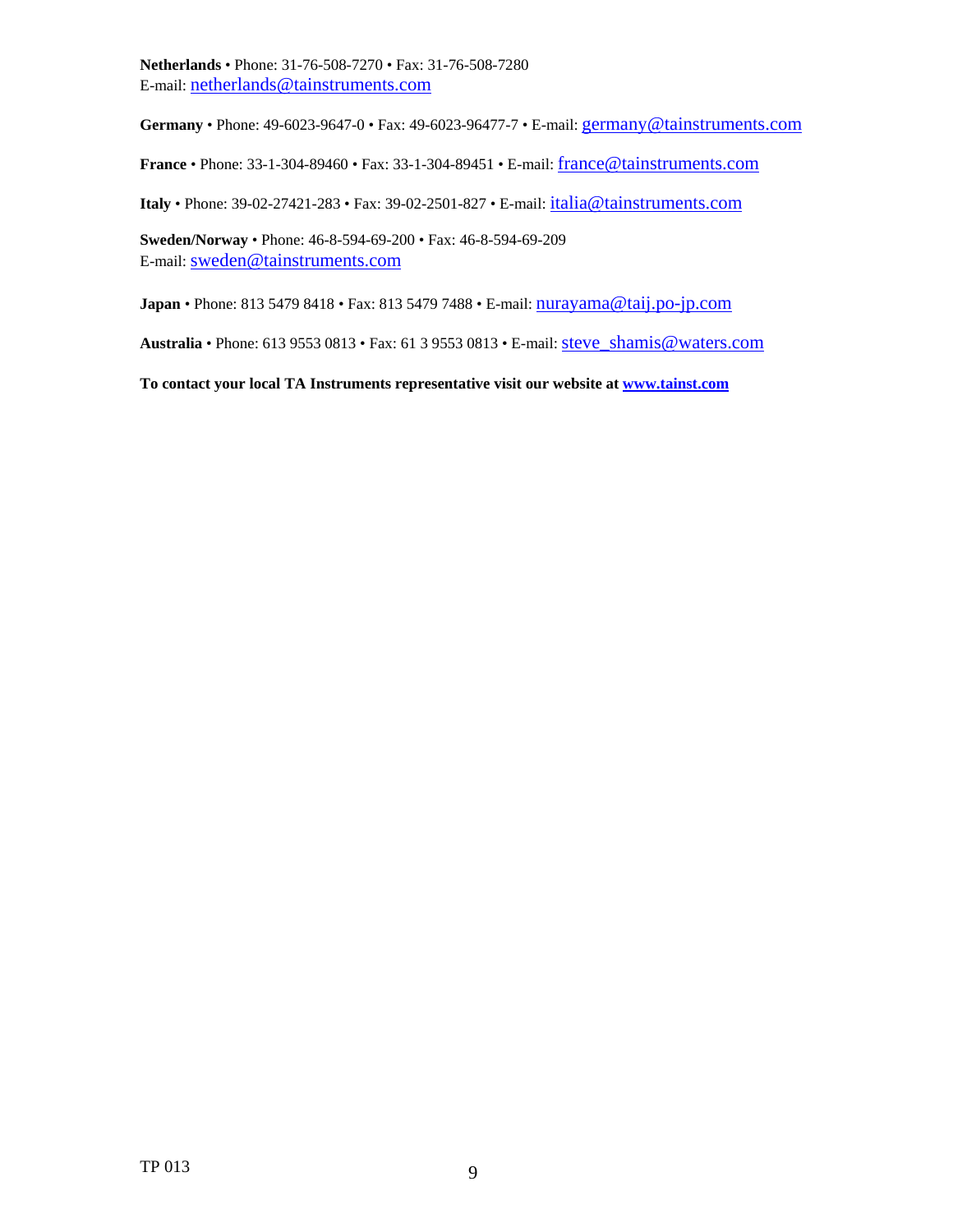**Netherlands** • Phone: 31-76-508-7270 • Fax: 31-76-508-7280
E-mail: netherlands@tainstruments.com

**Germany** • Phone: 49-6023-9647-0 • Fax: 49-6023-96477-7 • E-mail: germany@tainstruments.com

**France** • Phone: 33-1-304-89460 • Fax: 33-1-304-89451 • E-mail: france@tainstruments.com

**Italy** • Phone: 39-02-27421-283 • Fax: 39-02-2501-827 • E-mail: italia@tainstruments.com

**Sweden/Norway** • Phone: 46-8-594-69-200 • Fax: 46-8-594-69-209
E-mail: sweden@tainstruments.com

**Japan** • Phone: 813 5479 8418 • Fax: 813 5479 7488 • E-mail: nurayama@taij.po-jp.com

**Australia** • Phone: 613 9553 0813 • Fax: 61 3 9553 0813 • E-mail: steve_shamis@waters.com

**To contact your local TA Instruments representative visit our website at www.tainst.com**

TP 013